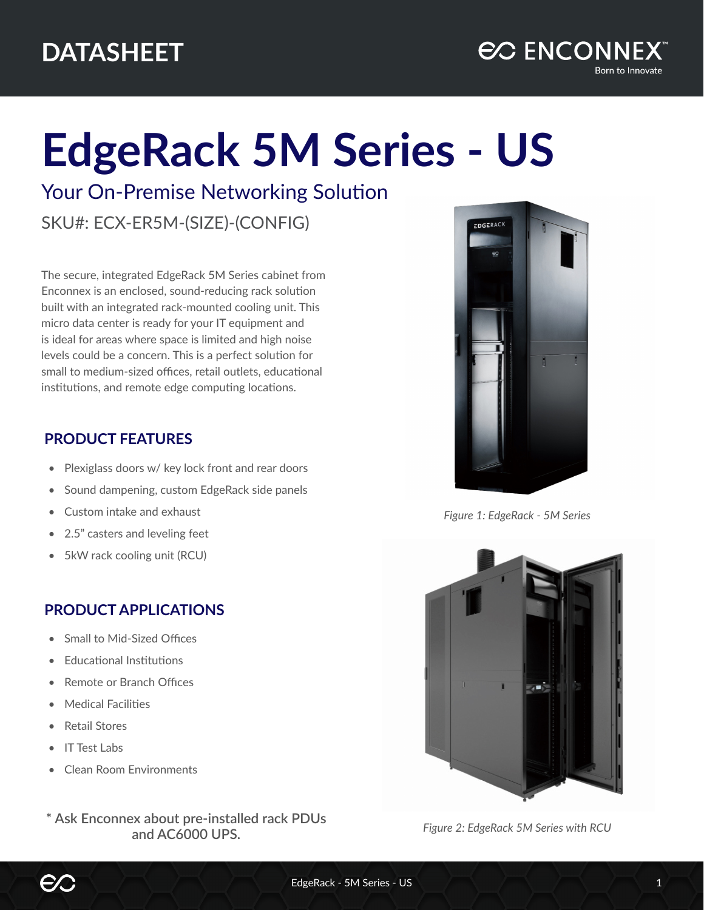DATASHEET

# EdgeRack 5M Series - US

## Your On-Premise Networking Solution

SKU#: ECX-ER5M-(SIZE)-(CONFIG)

The secure, integrated EdgeRack 5M Series cabinet from Enconnex is an enclosed, sound-reducing rack solution built with an integrated rack-mounted cooling unit. This micro data center is ready for your IT equipment and is ideal for areas where space is limited and high noise levels could be a concern. This is a perfect solution for small to medium-sized offices, retail outlets, educational institutions, and remote edge computing locations.

### PRODUCT FEATURES

- Plexiglass doors w/ key lock front and rear doors
- Sound dampening, custom EdgeRack side panels
- Custom intake and exhaust
- 2.5” casters and leveling feet
- 5kW rack cooling unit (RCU)

### PRODUCT APPLICATIONS

- Small to Mid-Sized Offices
- Educational Institutions
- Remote or Branch Offices
- Medical Facilities
- Retail Stores
- IT Test Labs
- Clean Room Environments

**\* Ask Enconnex about pre-installed rack PDUs and AC6000 UPS.**

*Figure 1: EdgeRack - 5M Series*

*Figure 2: EdgeRack 5M Series with RCU*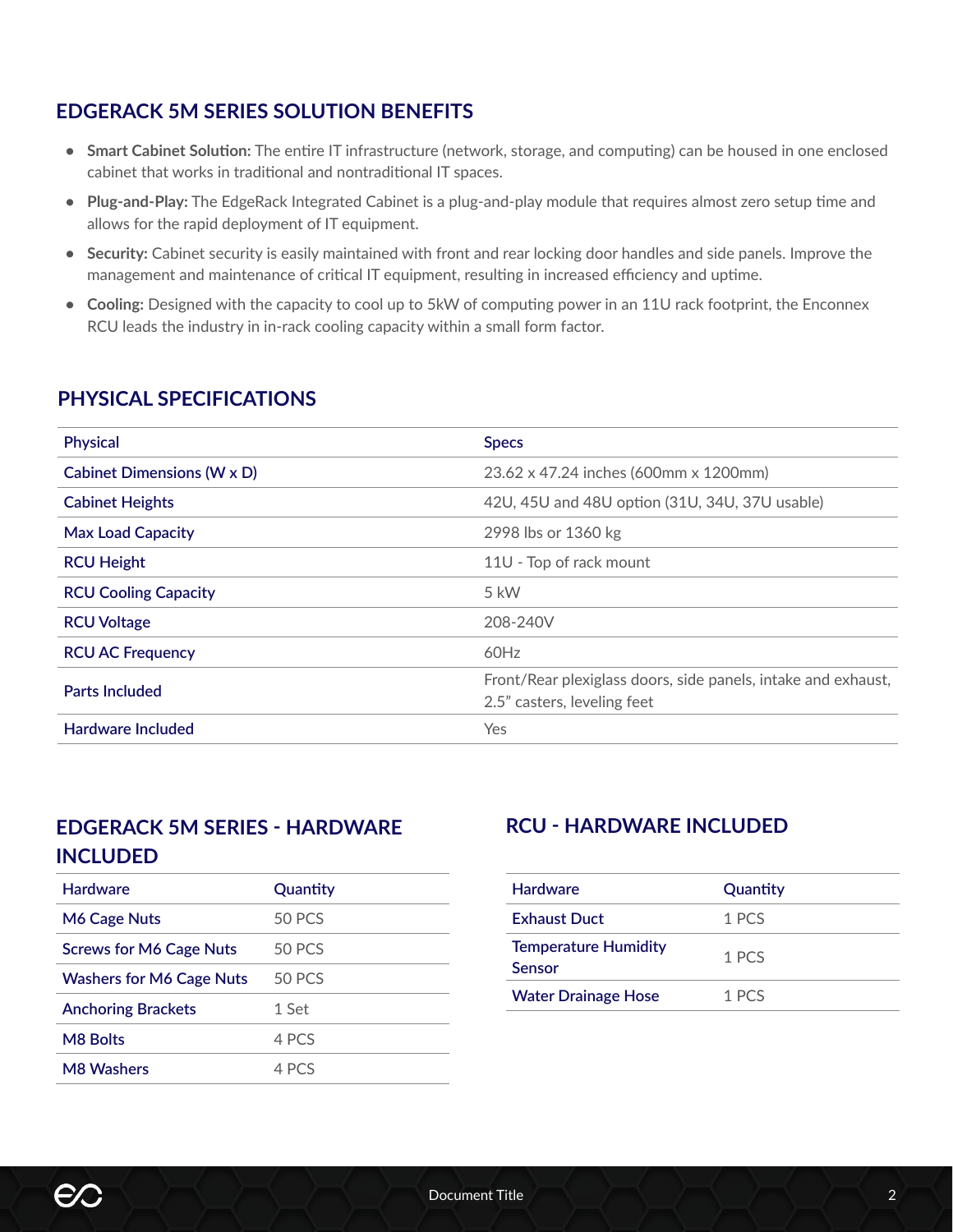## EDGERACK 5M SERIES SOLUTION BENEFITS

- **Smart Cabinet Solution:** The entire IT infrastructure (network, storage, and computing) can be housed in one enclosed cabinet that works in traditional and nontraditional IT spaces.
- **Plug-and-Play:** The EdgeRack Integrated Cabinet is a plug-and-play module that requires almost zero setup time and allows for the rapid deployment of IT equipment.
- **Security:** Cabinet security is easily maintained with front and rear locking door handles and side panels. Improve the management and maintenance of critical IT equipment, resulting in increased efficiency and uptime.
- **Cooling:** Designed with the capacity to cool up to 5kW of computing power in an 11U rack footprint, the Enconnex RCU leads the industry in in-rack cooling capacity within a small form factor.

## PHYSICAL SPECIFICATIONS

| Physical | Specs |
|---|---|
| Cabinet Dimensions (W x D) | 23.62 x 47.24 inches (600mm x 1200mm) |
| Cabinet Heights | 42U, 45U and 48U option (31U, 34U, 37U usable) |
| Max Load Capacity | 2998 lbs or 1360 kg |
| RCU Height | 11U - Top of rack mount |
| RCU Cooling Capacity | 5 kW |
| RCU Voltage | 208-240V |
| RCU AC Frequency | 60Hz |
| Parts Included | Front/Rear plexiglass doors, side panels, intake and exhaust, 2.5” casters, leveling feet |
| Hardware Included | Yes |

## EDGERACK 5M SERIES - HARDWARE INCLUDED

| Hardware | Quantity |
|---|---|
| M6 Cage Nuts | 50 PCS |
| Screws for M6 Cage Nuts | 50 PCS |
| Washers for M6 Cage Nuts | 50 PCS |
| Anchoring Brackets | 1 Set |
| M8 Bolts | 4 PCS |
| M8 Washers | 4 PCS |

## RCU - HARDWARE INCLUDED

| Hardware | Quantity |
|---|---|
| Exhaust Duct | 1 PCS |
| Temperature Humidity Sensor | 1 PCS |
| Water Drainage Hose | 1 PCS |